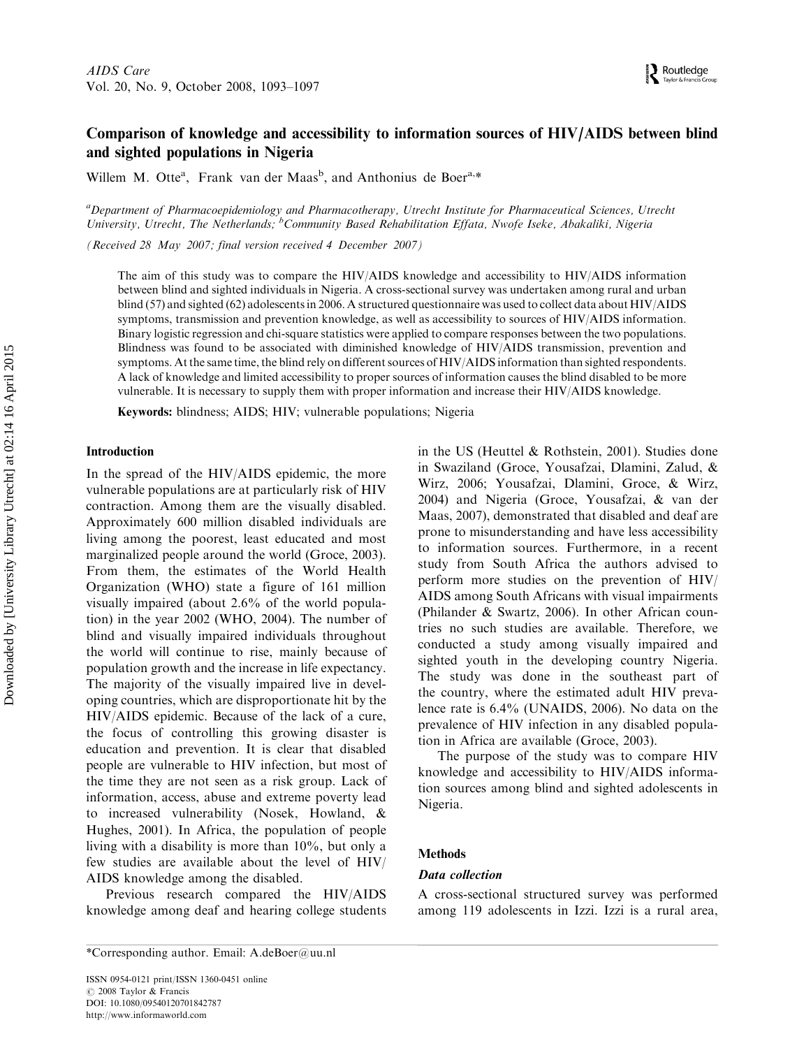# Comparison of knowledge and accessibility to information sources of HIV/AIDS between blind and sighted populations in Nigeria

Willem M. Otte[a], Frank van der Maas[b], and Anthonius de Boer[a,*]

[a]*Department of Pharmacoepidemiology and Pharmacotherapy, Utrecht Institute for Pharmaceutical Sciences, Utrecht University, Utrecht, The Netherlands;* [b]*Community Based Rehabilitation Effata, Nwofe Iseke, Abakaliki, Nigeria*

*(Received 28 May 2007; final version received 4 December 2007)*

The aim of this study was to compare the HIV/AIDS knowledge and accessibility to HIV/AIDS information between blind and sighted individuals in Nigeria. A cross-sectional survey was undertaken among rural and urban blind (57) and sighted (62) adolescents in 2006. A structured questionnaire was used to collect data about HIV/AIDS symptoms, transmission and prevention knowledge, as well as accessibility to sources of HIV/AIDS information. Binary logistic regression and chi-square statistics were applied to compare responses between the two populations. Blindness was found to be associated with diminished knowledge of HIV/AIDS transmission, prevention and symptoms. At the same time, the blind rely on different sources of HIV/AIDS information than sighted respondents. A lack of knowledge and limited accessibility to proper sources of information causes the blind disabled to be more vulnerable. It is necessary to supply them with proper information and increase their HIV/AIDS knowledge.

**Keywords:** blindness; AIDS; HIV; vulnerable populations; Nigeria

## Introduction

In the spread of the HIV/AIDS epidemic, the more vulnerable populations are at particularly risk of HIV contraction. Among them are the visually disabled. Approximately 600 million disabled individuals are living among the poorest, least educated and most marginalized people around the world (Groce, 2003). From them, the estimates of the World Health Organization (WHO) state a figure of 161 million visually impaired (about 2.6% of the world population) in the year 2002 (WHO, 2004). The number of blind and visually impaired individuals throughout the world will continue to rise, mainly because of population growth and the increase in life expectancy. The majority of the visually impaired live in developing countries, which are disproportionate hit by the HIV/AIDS epidemic. Because of the lack of a cure, the focus of controlling this growing disaster is education and prevention. It is clear that disabled people are vulnerable to HIV infection, but most of the time they are not seen as a risk group. Lack of information, access, abuse and extreme poverty lead to increased vulnerability (Nosek, Howland, & Hughes, 2001). In Africa, the population of people living with a disability is more than 10%, but only a few studies are available about the level of HIV/AIDS knowledge among the disabled.

Previous research compared the HIV/AIDS knowledge among deaf and hearing college students in the US (Heuttel & Rothstein, 2001). Studies done in Swaziland (Groce, Yousafzai, Dlamini, Zalud, & Wirz, 2006; Yousafzai, Dlamini, Groce, & Wirz, 2004) and Nigeria (Groce, Yousafzai, & van der Maas, 2007), demonstrated that disabled and deaf are prone to misunderstanding and have less accessibility to information sources. Furthermore, in a recent study from South Africa the authors advised to perform more studies on the prevention of HIV/AIDS among South Africans with visual impairments (Philander & Swartz, 2006). In other African countries no such studies are available. Therefore, we conducted a study among visually impaired and sighted youth in the developing country Nigeria. The study was done in the southeast part of the country, where the estimated adult HIV prevalence rate is 6.4% (UNAIDS, 2006). No data on the prevalence of HIV infection in any disabled population in Africa are available (Groce, 2003).

The purpose of the study was to compare HIV knowledge and accessibility to HIV/AIDS information sources among blind and sighted adolescents in Nigeria.

## Methods

### Data collection

A cross-sectional structured survey was performed among 119 adolescents in Izzi. Izzi is a rural area,

*Corresponding author. Email: A.deBoer@uu.nl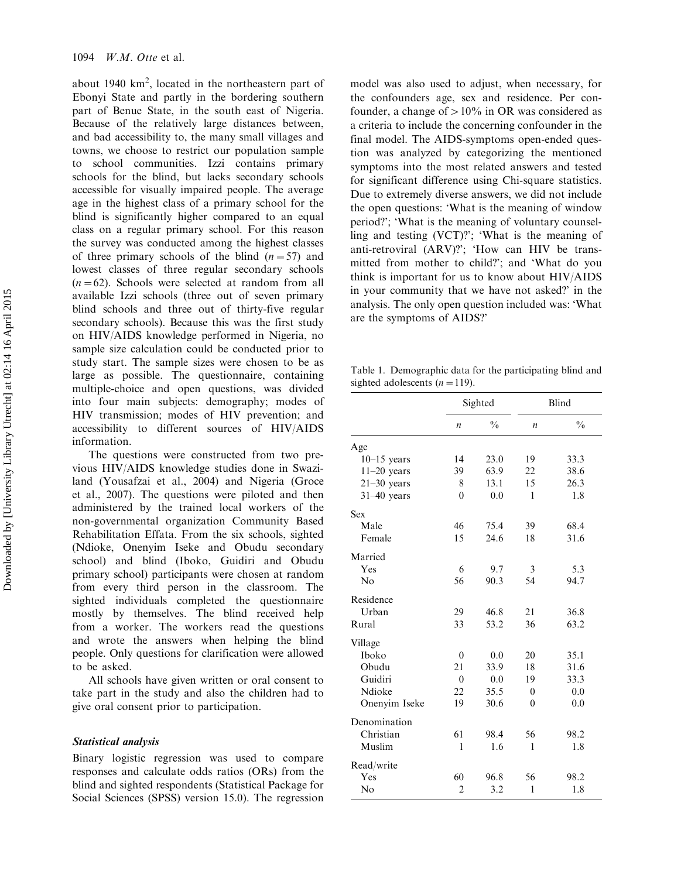about 1940 km$^2$, located in the northeastern part of Ebonyi State and partly in the bordering southern part of Benue State, in the south east of Nigeria. Because of the relatively large distances between, and bad accessibility to, the many small villages and towns, we choose to restrict our population sample to school communities. Izzi contains primary schools for the blind, but lacks secondary schools accessible for visually impaired people. The average age in the highest class of a primary school for the blind is significantly higher compared to an equal class on a regular primary school. For this reason the survey was conducted among the highest classes of three primary schools of the blind ($n = 57$) and lowest classes of three regular secondary schools ($n = 62$). Schools were selected at random from all available Izzi schools (three out of seven primary blind schools and three out of thirty-five regular secondary schools). Because this was the first study on HIV/AIDS knowledge performed in Nigeria, no sample size calculation could be conducted prior to study start. The sample sizes were chosen to be as large as possible. The questionnaire, containing multiple-choice and open questions, was divided into four main subjects: demography; modes of HIV transmission; modes of HIV prevention; and accessibility to different sources of HIV/AIDS information.

The questions were constructed from two previous HIV/AIDS knowledge studies done in Swaziland (Yousafzai et al., 2004) and Nigeria (Groce et al., 2007). The questions were piloted and then administered by the trained local workers of the non-governmental organization Community Based Rehabilitation Effata. From the six schools, sighted (Ndioke, Onenyim Iseke and Obudu secondary school) and blind (Iboko, Guidiri and Obudu primary school) participants were chosen at random from every third person in the classroom. The sighted individuals completed the questionnaire mostly by themselves. The blind received help from a worker. The workers read the questions and wrote the answers when helping the blind people. Only questions for clarification were allowed to be asked.

All schools have given written or oral consent to take part in the study and also the children had to give oral consent prior to participation.

### *Statistical analysis*

Binary logistic regression was used to compare responses and calculate odds ratios (ORs) from the blind and sighted respondents (Statistical Package for Social Sciences (SPSS) version 15.0). The regression model was also used to adjust, when necessary, for the confounders age, sex and residence. Per confounder, a change of >10% in OR was considered as a criteria to include the concerning confounder in the final model. The AIDS-symptoms open-ended question was analyzed by categorizing the mentioned symptoms into the most related answers and tested for significant difference using Chi-square statistics. Due to extremely diverse answers, we did not include the open questions: 'What is the meaning of window period?'; 'What is the meaning of voluntary counselling and testing (VCT)?'; 'What is the meaning of anti-retroviral (ARV)?'; 'How can HIV be transmitted from mother to child?'; and 'What do you think is important for us to know about HIV/AIDS in your community that we have not asked?' in the analysis. The only open question included was: 'What are the symptoms of AIDS?'

Table 1. Demographic data for the participating blind and sighted adolescents ($n = 119$).

| | Sighted | | Blind | |
|---|---|---|---|---|
| | *n* | % | *n* | % |
| Age | | | | |
| 10–15 years | 14 | 23.0 | 19 | 33.3 |
| 11–20 years | 39 | 63.9 | 22 | 38.6 |
| 21–30 years | 8 | 13.1 | 15 | 26.3 |
| 31–40 years | 0 | 0.0 | 1 | 1.8 |
| Sex | | | | |
| Male | 46 | 75.4 | 39 | 68.4 |
| Female | 15 | 24.6 | 18 | 31.6 |
| Married | | | | |
| Yes | 6 | 9.7 | 3 | 5.3 |
| No | 56 | 90.3 | 54 | 94.7 |
| Residence | | | | |
| Urban | 29 | 46.8 | 21 | 36.8 |
| Rural | 33 | 53.2 | 36 | 63.2 |
| Village | | | | |
| Iboko | 0 | 0.0 | 20 | 35.1 |
| Obudu | 21 | 33.9 | 18 | 31.6 |
| Guidiri | 0 | 0.0 | 19 | 33.3 |
| Ndioke | 22 | 35.5 | 0 | 0.0 |
| Onenyim Iseke | 19 | 30.6 | 0 | 0.0 |
| Denomination | | | | |
| Christian | 61 | 98.4 | 56 | 98.2 |
| Muslim | 1 | 1.6 | 1 | 1.8 |
| Read/write | | | | |
| Yes | 60 | 96.8 | 56 | 98.2 |
| No | 2 | 3.2 | 1 | 1.8 |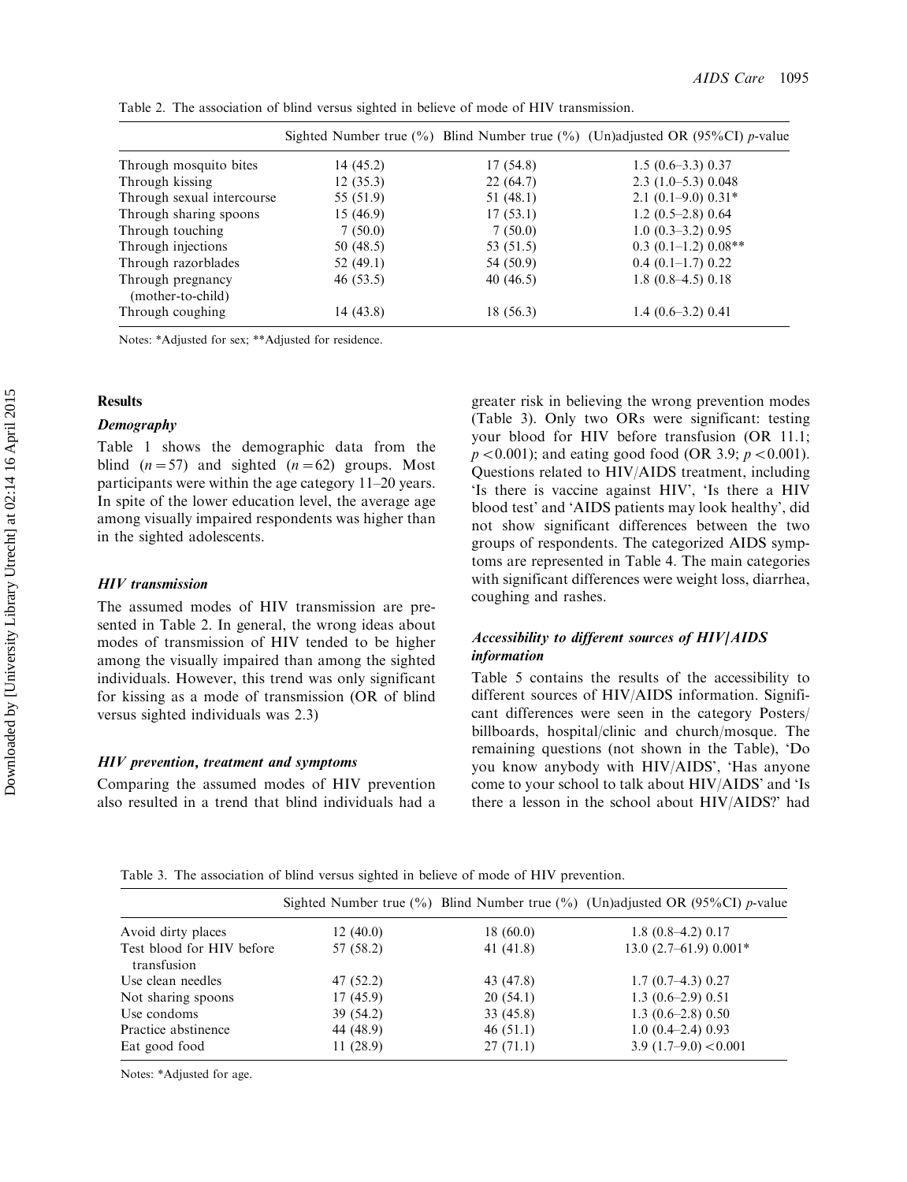Table 2. The association of blind versus sighted in believe of mode of HIV transmission.

| | Sighted Number true (%) | Blind Number true (%) | (Un)adjusted OR (95%CI) *p*-value |
|---|---|---|---|
| Through mosquito bites | 14 (45.2) | 17 (54.8) | 1.5 (0.6–3.3) 0.37 |
| Through kissing | 12 (35.3) | 22 (64.7) | 2.3 (1.0–5.3) 0.048 |
| Through sexual intercourse | 55 (51.9) | 51 (48.1) | 2.1 (0.1–9.0) 0.31* |
| Through sharing spoons | 15 (46.9) | 17 (53.1) | 1.2 (0.5–2.8) 0.64 |
| Through touching | 7 (50.0) | 7 (50.0) | 1.0 (0.3–3.2) 0.95 |
| Through injections | 50 (48.5) | 53 (51.5) | 0.3 (0.1–1.2) 0.08** |
| Through razorblades | 52 (49.1) | 54 (50.9) | 0.4 (0.1–1.7) 0.22 |
| Through pregnancy (mother-to-child) | 46 (53.5) | 40 (46.5) | 1.8 (0.8–4.5) 0.18 |
| Through coughing | 14 (43.8) | 18 (56.3) | 1.4 (0.6–3.2) 0.41 |

Notes: *Adjusted for sex; **Adjusted for residence.

## Results

### *Demography*

Table 1 shows the demographic data from the blind ($n = 57$) and sighted ($n = 62$) groups. Most participants were within the age category 11–20 years. In spite of the lower education level, the average age among visually impaired respondents was higher than in the sighted adolescents.

### *HIV transmission*

The assumed modes of HIV transmission are presented in Table 2. In general, the wrong ideas about modes of transmission of HIV tended to be higher among the visually impaired than among the sighted individuals. However, this trend was only significant for kissing as a mode of transmission (OR of blind versus sighted individuals was 2.3)

### *HIV prevention, treatment and symptoms*

Comparing the assumed modes of HIV prevention also resulted in a trend that blind individuals had a greater risk in believing the wrong prevention modes (Table 3). Only two ORs were significant: testing your blood for HIV before transfusion (OR 11.1; $p < 0.001$); and eating good food (OR 3.9; $p < 0.001$). Questions related to HIV/AIDS treatment, including 'Is there is vaccine against HIV', 'Is there a HIV blood test' and 'AIDS patients may look healthy', did not show significant differences between the two groups of respondents. The categorized AIDS symptoms are represented in Table 4. The main categories with significant differences were weight loss, diarrhea, coughing and rashes.

### *Accessibility to different sources of HIV/AIDS information*

Table 5 contains the results of the accessibility to different sources of HIV/AIDS information. Significant differences were seen in the category Posters/billboards, hospital/clinic and church/mosque. The remaining questions (not shown in the Table), 'Do you know anybody with HIV/AIDS', 'Has anyone come to your school to talk about HIV/AIDS' and 'Is there a lesson in the school about HIV/AIDS?' had

Table 3. The association of blind versus sighted in believe of mode of HIV prevention.

| | Sighted Number true (%) | Blind Number true (%) | (Un)adjusted OR (95%CI) *p*-value |
|---|---|---|---|
| Avoid dirty places | 12 (40.0) | 18 (60.0) | 1.8 (0.8–4.2) 0.17 |
| Test blood for HIV before transfusion | 57 (58.2) | 41 (41.8) | 13.0 (2.7–61.9) 0.001* |
| Use clean needles | 47 (52.2) | 43 (47.8) | 1.7 (0.7–4.3) 0.27 |
| Not sharing spoons | 17 (45.9) | 20 (54.1) | 1.3 (0.6–2.9) 0.51 |
| Use condoms | 39 (54.2) | 33 (45.8) | 1.3 (0.6–2.8) 0.50 |
| Practice abstinence | 44 (48.9) | 46 (51.1) | 1.0 (0.4–2.4) 0.93 |
| Eat good food | 11 (28.9) | 27 (71.1) | 3.9 (1.7–9.0) <0.001 |

Notes: *Adjusted for age.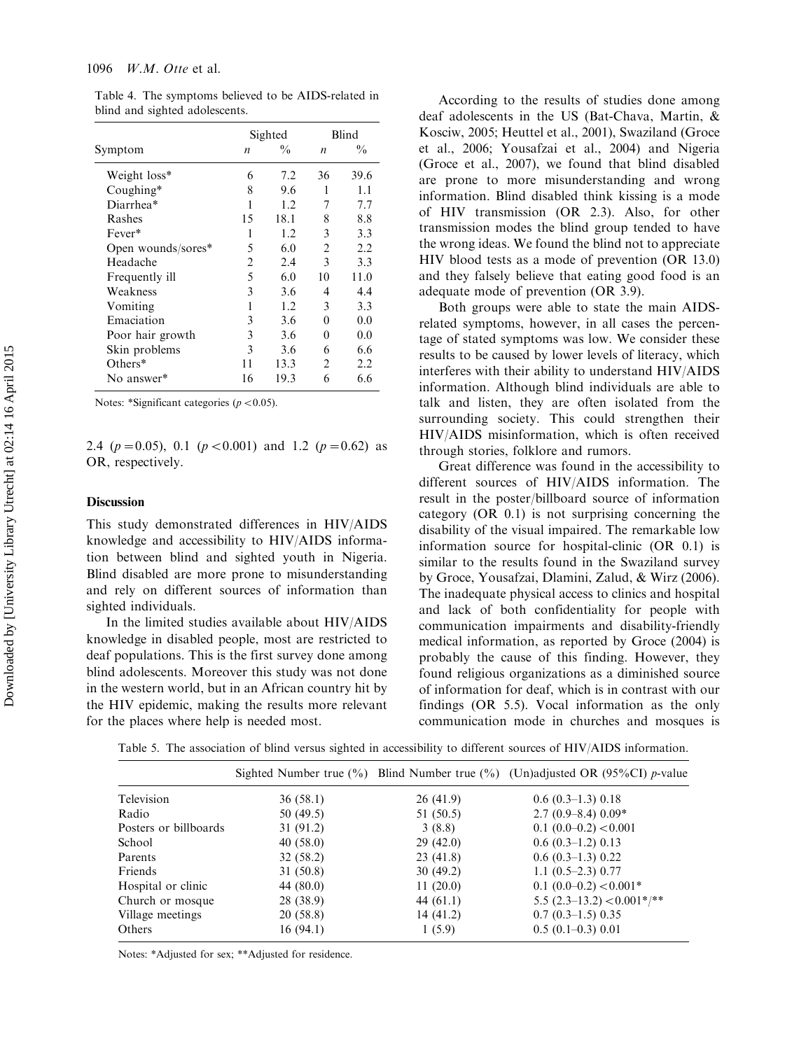Table 4. The symptoms believed to be AIDS-related in blind and sighted adolescents.

| Symptom | Sighted | | Blind | |
|---|---|---|---|---|
| | *n* | % | *n* | % |
| Weight loss* | 6 | 7.2 | 36 | 39.6 |
| Coughing* | 8 | 9.6 | 1 | 1.1 |
| Diarrhea* | 1 | 1.2 | 7 | 7.7 |
| Rashes | 15 | 18.1 | 8 | 8.8 |
| Fever* | 1 | 1.2 | 3 | 3.3 |
| Open wounds/sores* | 5 | 6.0 | 2 | 2.2 |
| Headache | 2 | 2.4 | 3 | 3.3 |
| Frequently ill | 5 | 6.0 | 10 | 11.0 |
| Weakness | 3 | 3.6 | 4 | 4.4 |
| Vomiting | 1 | 1.2 | 3 | 3.3 |
| Emaciation | 3 | 3.6 | 0 | 0.0 |
| Poor hair growth | 3 | 3.6 | 0 | 0.0 |
| Skin problems | 3 | 3.6 | 6 | 6.6 |
| Others* | 11 | 13.3 | 2 | 2.2 |
| No answer* | 16 | 19.3 | 6 | 6.6 |

Notes: *Significant categories ($p < 0.05$).

2.4 ($p = 0.05$), 0.1 ($p < 0.001$) and 1.2 ($p = 0.62$) as OR, respectively.

## Discussion

This study demonstrated differences in HIV/AIDS knowledge and accessibility to HIV/AIDS information between blind and sighted youth in Nigeria. Blind disabled are more prone to misunderstanding and rely on different sources of information than sighted individuals.

In the limited studies available about HIV/AIDS knowledge in disabled people, most are restricted to deaf populations. This is the first survey done among blind adolescents. Moreover this study was not done in the western world, but in an African country hit by the HIV epidemic, making the results more relevant for the places where help is needed most.

According to the results of studies done among deaf adolescents in the US (Bat-Chava, Martin, & Kosciw, 2005; Heuttel et al., 2001), Swaziland (Groce et al., 2006; Yousafzai et al., 2004) and Nigeria (Groce et al., 2007), we found that blind disabled are prone to more misunderstanding and wrong information. Blind disabled think kissing is a mode of HIV transmission (OR 2.3). Also, for other transmission modes the blind group tended to have the wrong ideas. We found the blind not to appreciate HIV blood tests as a mode of prevention (OR 13.0) and they falsely believe that eating good food is an adequate mode of prevention (OR 3.9).

Both groups were able to state the main AIDS-related symptoms, however, in all cases the percentage of stated symptoms was low. We consider these results to be caused by lower levels of literacy, which interferes with their ability to understand HIV/AIDS information. Although blind individuals are able to talk and listen, they are often isolated from the surrounding society. This could strengthen their HIV/AIDS misinformation, which is often received through stories, folklore and rumors.

Great difference was found in the accessibility to different sources of HIV/AIDS information. The result in the poster/billboard source of information category (OR 0.1) is not surprising concerning the disability of the visual impaired. The remarkable low information source for hospital-clinic (OR 0.1) is similar to the results found in the Swaziland survey by Groce, Yousafzai, Dlamini, Zalud, & Wirz (2006). The inadequate physical access to clinics and hospital and lack of both confidentiality for people with communication impairments and disability-friendly medical information, as reported by Groce (2004) is probably the cause of this finding. However, they found religious organizations as a diminished source of information for deaf, which is in contrast with our findings (OR 5.5). Vocal information as the only communication mode in churches and mosques is

Table 5. The association of blind versus sighted in accessibility to different sources of HIV/AIDS information.

| | Sighted Number true (%) | Blind Number true (%) | (Un)adjusted OR (95%CI) *p*-value |
|---|---|---|---|
| Television | 36 (58.1) | 26 (41.9) | 0.6 (0.3–1.3) 0.18 |
| Radio | 50 (49.5) | 51 (50.5) | 2.7 (0.9–8.4) 0.09* |
| Posters or billboards | 31 (91.2) | 3 (8.8) | 0.1 (0.0–0.2) <0.001 |
| School | 40 (58.0) | 29 (42.0) | 0.6 (0.3–1.2) 0.13 |
| Parents | 32 (58.2) | 23 (41.8) | 0.6 (0.3–1.3) 0.22 |
| Friends | 31 (50.8) | 30 (49.2) | 1.1 (0.5–2.3) 0.77 |
| Hospital or clinic | 44 (80.0) | 11 (20.0) | 0.1 (0.0–0.2) <0.001* |
| Church or mosque | 28 (38.9) | 44 (61.1) | 5.5 (2.3–13.2) <0.001*/** |
| Village meetings | 20 (58.8) | 14 (41.2) | 0.7 (0.3–1.5) 0.35 |
| Others | 16 (94.1) | 1 (5.9) | 0.5 (0.1–0.3) 0.01 |

Notes: *Adjusted for sex; **Adjusted for residence.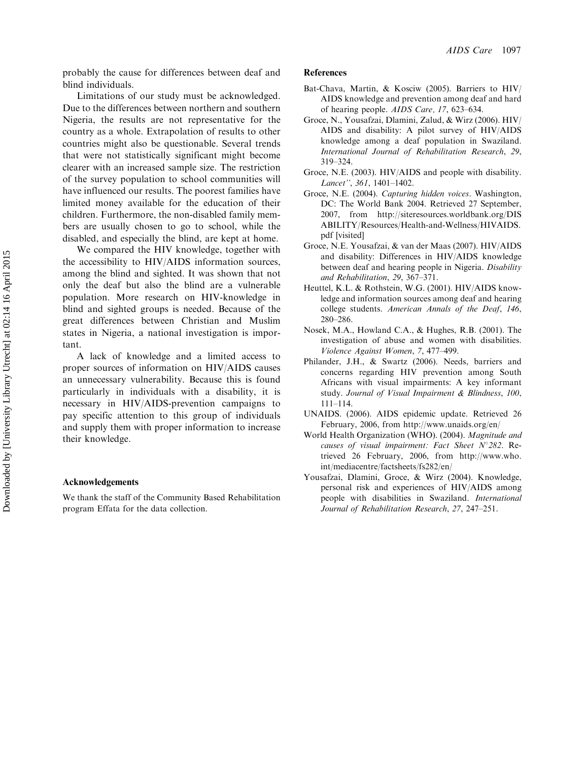probably the cause for differences between deaf and blind individuals.

Limitations of our study must be acknowledged. Due to the differences between northern and southern Nigeria, the results are not representative for the country as a whole. Extrapolation of results to other countries might also be questionable. Several trends that were not statistically significant might become clearer with an increased sample size. The restriction of the survey population to school communities will have influenced our results. The poorest families have limited money available for the education of their children. Furthermore, the non-disabled family members are usually chosen to go to school, while the disabled, and especially the blind, are kept at home.

We compared the HIV knowledge, together with the accessibility to HIV/AIDS information sources, among the blind and sighted. It was shown that not only the deaf but also the blind are a vulnerable population. More research on HIV-knowledge in blind and sighted groups is needed. Because of the great differences between Christian and Muslim states in Nigeria, a national investigation is important.

A lack of knowledge and a limited access to proper sources of information on HIV/AIDS causes an unnecessary vulnerability. Because this is found particularly in individuals with a disability, it is necessary in HIV/AIDS-prevention campaigns to pay specific attention to this group of individuals and supply them with proper information to increase their knowledge.

### Acknowledgements

We thank the staff of the Community Based Rehabilitation program Effata for the data collection.

### References

Bat-Chava, Martin, & Kosciw (2005). Barriers to HIV/AIDS knowledge and prevention among deaf and hard of hearing people. *AIDS Care, 17*, 623–634.

Groce, N., Yousafzai, Dlamini, Zalud, & Wirz (2006). HIV/AIDS and disability: A pilot survey of HIV/AIDS knowledge among a deaf population in Swaziland. *International Journal of Rehabilitation Research*, *29*, 319–324.

Groce, N.E. (2003). HIV/AIDS and people with disability. *Lancet'', 361*, 1401–1402.

Groce, N.E. (2004). *Capturing hidden voices*. Washington, DC: The World Bank 2004. Retrieved 27 September, 2007, from http://siteresources.worldbank.org/DISABILITY/Resources/Health-and-Wellness/HIVAIDS.pdf [visited]

Groce, N.E. Yousafzai, & van der Maas (2007). HIV/AIDS and disability: Differences in HIV/AIDS knowledge between deaf and hearing people in Nigeria. *Disability and Rehabilitation*, *29*, 367–371.

Heuttel, K.L. & Rothstein, W.G. (2001). HIV/AIDS knowledge and information sources among deaf and hearing college students. *American Annals of the Deaf*, *146*, 280–286.

Nosek, M.A., Howland C.A., & Hughes, R.B. (2001). The investigation of abuse and women with disabilities. *Violence Against Women*, *7*, 477–499.

Philander, J.H., & Swartz (2006). Needs, barriers and concerns regarding HIV prevention among South Africans with visual impairments: A key informant study. *Journal of Visual Impairment & Blindness*, *100*, 111–114.

UNAIDS. (2006). AIDS epidemic update. Retrieved 26 February, 2006, from http://www.unaids.org/en/

World Health Organization (WHO). (2004). *Magnitude and causes of visual impairment: Fact Sheet N°282*. Retrieved 26 February, 2006, from http://www.who.int/mediacentre/factsheets/fs282/en/

Yousafzai, Dlamini, Groce, & Wirz (2004). Knowledge, personal risk and experiences of HIV/AIDS among people with disabilities in Swaziland. *International Journal of Rehabilitation Research*, *27*, 247–251.